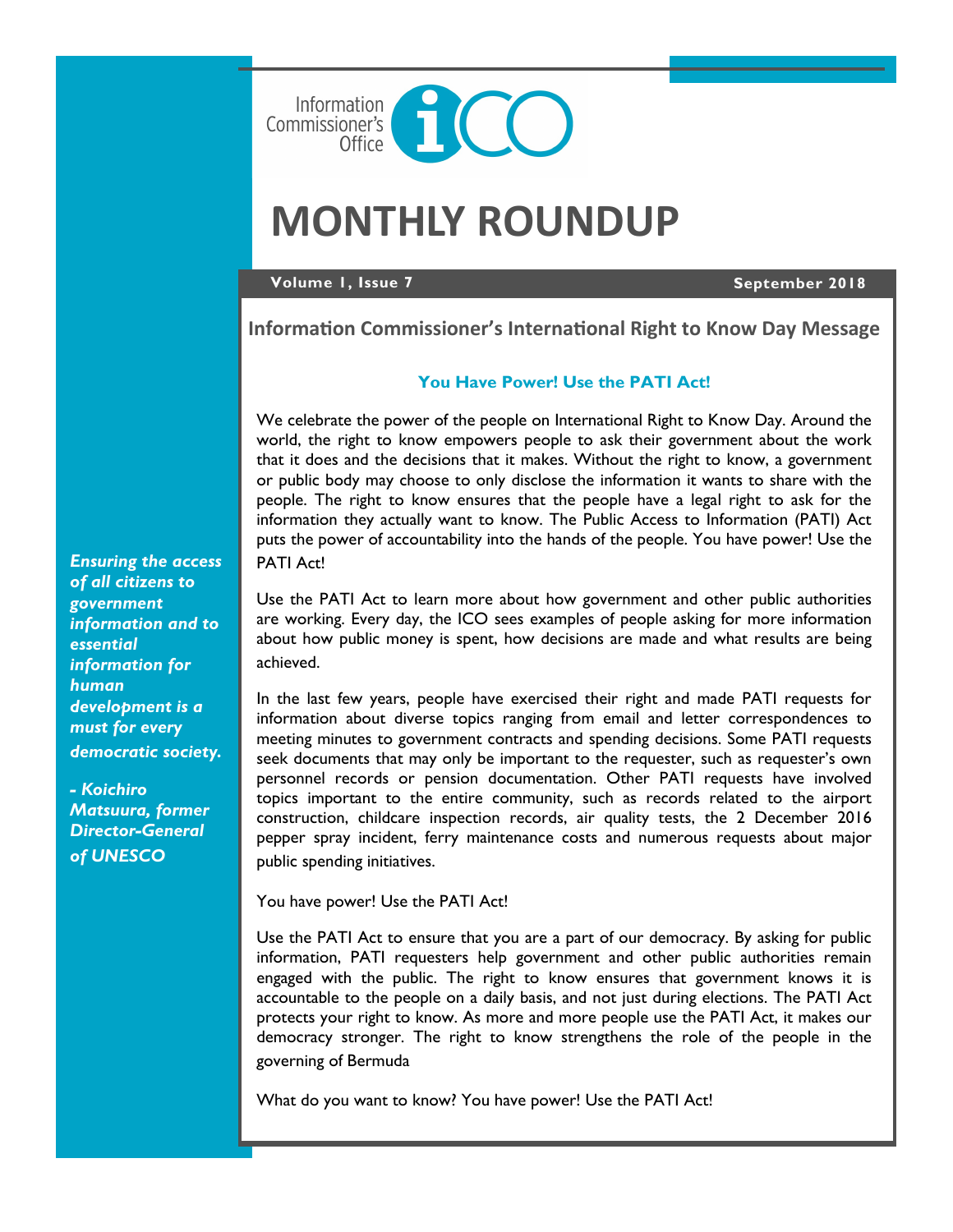Information Commissioner's Office

# MONTHLY ROUNDUP

**Volume 1, Issue 7** — **September 2018**

## Information Commissioner's International Right to Know Day Message

### You Have Power! Use the PATI Act!

We celebrate the power of the people on International Right to Know Day. Around the world, the right to know empowers people to ask their government about the work that it does and the decisions that it makes. Without the right to know, a government or public body may choose to only disclose the information it wants to share with the people. The right to know ensures that the people have a legal right to ask for the information they actually want to know. The Public Access to Information (PATI) Act puts the power of accountability into the hands of the people. You have power! Use the PATI Act!

Use the PATI Act to learn more about how government and other public authorities are working. Every day, the ICO sees examples of people asking for more information about how public money is spent, how decisions are made and what results are being achieved.

In the last few years, people have exercised their right and made PATI requests for information about diverse topics ranging from email and letter correspondences to meeting minutes to government contracts and spending decisions. Some PATI requests seek documents that may only be important to the requester, such as requester's own personnel records or pension documentation. Other PATI requests have involved topics important to the entire community, such as records related to the airport construction, childcare inspection records, air quality tests, the 2 December 2016 pepper spray incident, ferry maintenance costs and numerous requests about major public spending initiatives.

You have power! Use the PATI Act!

Use the PATI Act to ensure that you are a part of our democracy. By asking for public information, PATI requesters help government and other public authorities remain engaged with the public. The right to know ensures that government knows it is accountable to the people on a daily basis, and not just during elections. The PATI Act protects your right to know. As more and more people use the PATI Act, it makes our democracy stronger. The right to know strengthens the role of the people in the governing of Bermuda

What do you want to know? You have power! Use the PATI Act!

***Ensuring the access of all citizens to government information and to essential information for human development is a must for every democratic society.***

***- Koichiro Matsuura, former Director-General of UNESCO***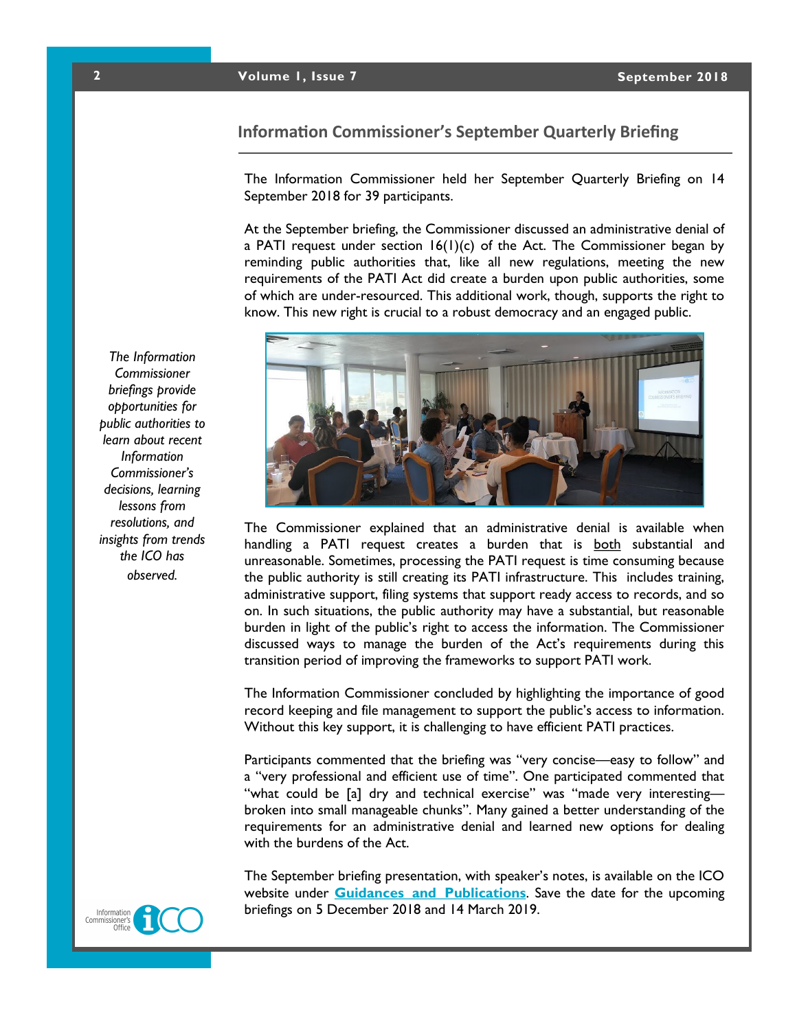## Information Commissioner's September Quarterly Briefing

The Information Commissioner held her September Quarterly Briefing on 14 September 2018 for 39 participants.

At the September briefing, the Commissioner discussed an administrative denial of a PATI request under section 16(1)(c) of the Act. The Commissioner began by reminding public authorities that, like all new regulations, meeting the new requirements of the PATI Act did create a burden upon public authorities, some of which are under-resourced. This additional work, though, supports the right to know. This new right is crucial to a robust democracy and an engaged public.

*The Information Commissioner briefings provide opportunities for public authorities to learn about recent Information Commissioner's decisions, learning lessons from resolutions, and insights from trends the ICO has observed.*

The Commissioner explained that an administrative denial is available when handling a PATI request creates a burden that is both substantial and unreasonable. Sometimes, processing the PATI request is time consuming because the public authority is still creating its PATI infrastructure. This includes training, administrative support, filing systems that support ready access to records, and so on. In such situations, the public authority may have a substantial, but reasonable burden in light of the public's right to access the information. The Commissioner discussed ways to manage the burden of the Act's requirements during this transition period of improving the frameworks to support PATI work.

The Information Commissioner concluded by highlighting the importance of good record keeping and file management to support the public's access to information. Without this key support, it is challenging to have efficient PATI practices.

Participants commented that the briefing was "very concise—easy to follow" and a "very professional and efficient use of time". One participated commented that "what could be [a] dry and technical exercise" was "made very interesting—broken into small manageable chunks". Many gained a better understanding of the requirements for an administrative denial and learned new options for dealing with the burdens of the Act.

The September briefing presentation, with speaker's notes, is available on the ICO website under **Guidances and Publications**. Save the date for the upcoming briefings on 5 December 2018 and 14 March 2019.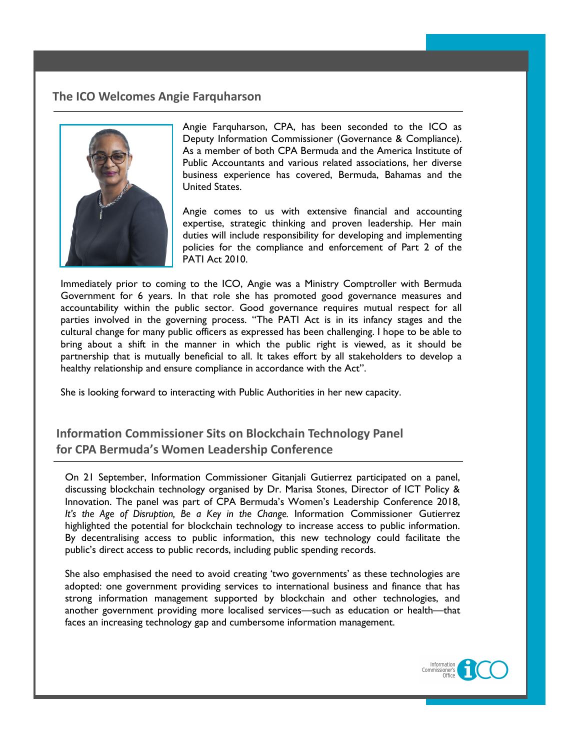## The ICO Welcomes Angie Farquharson

Angie Farquharson, CPA, has been seconded to the ICO as Deputy Information Commissioner (Governance & Compliance). As a member of both CPA Bermuda and the America Institute of Public Accountants and various related associations, her diverse business experience has covered, Bermuda, Bahamas and the United States.

Angie comes to us with extensive financial and accounting expertise, strategic thinking and proven leadership. Her main duties will include responsibility for developing and implementing policies for the compliance and enforcement of Part 2 of the PATI Act 2010.

Immediately prior to coming to the ICO, Angie was a Ministry Comptroller with Bermuda Government for 6 years. In that role she has promoted good governance measures and accountability within the public sector. Good governance requires mutual respect for all parties involved in the governing process. "The PATI Act is in its infancy stages and the cultural change for many public officers as expressed has been challenging. I hope to be able to bring about a shift in the manner in which the public right is viewed, as it should be partnership that is mutually beneficial to all. It takes effort by all stakeholders to develop a healthy relationship and ensure compliance in accordance with the Act".

She is looking forward to interacting with Public Authorities in her new capacity.

## Information Commissioner Sits on Blockchain Technology Panel for CPA Bermuda's Women Leadership Conference

On 21 September, Information Commissioner Gitanjali Gutierrez participated on a panel, discussing blockchain technology organised by Dr. Marisa Stones, Director of ICT Policy & Innovation. The panel was part of CPA Bermuda's Women's Leadership Conference 2018, *It's the Age of Disruption, Be a Key in the Change.* Information Commissioner Gutierrez highlighted the potential for blockchain technology to increase access to public information. By decentralising access to public information, this new technology could facilitate the public's direct access to public records, including public spending records.

She also emphasised the need to avoid creating 'two governments' as these technologies are adopted: one government providing services to international business and finance that has strong information management supported by blockchain and other technologies, and another government providing more localised services—such as education or health—that faces an increasing technology gap and cumbersome information management.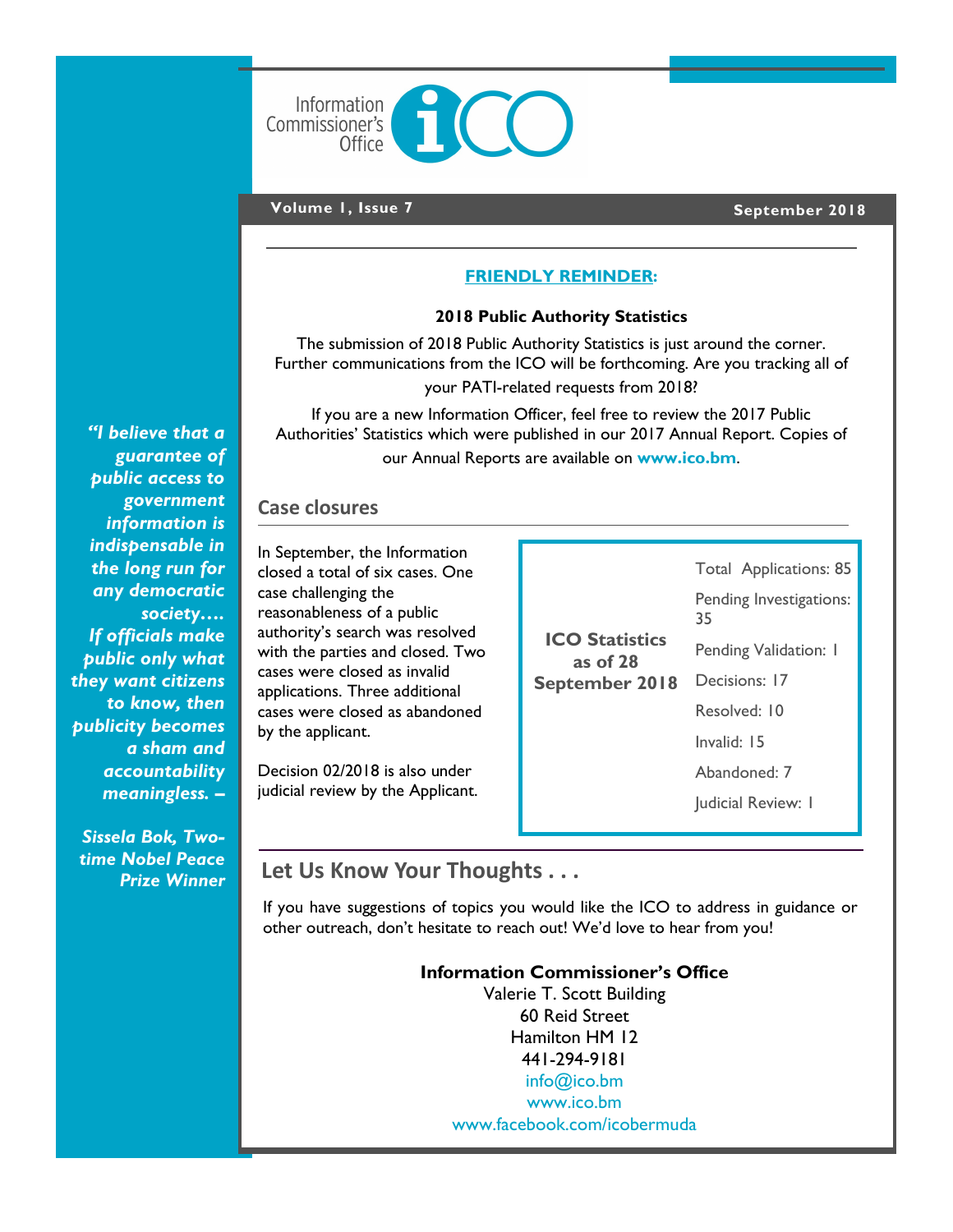Information Commissioner's Office

**Volume 1, Issue 7** **September 2018**

## FRIENDLY REMINDER:

**2018 Public Authority Statistics**

The submission of 2018 Public Authority Statistics is just around the corner. Further communications from the ICO will be forthcoming. Are you tracking all of your PATI-related requests from 2018?

If you are a new Information Officer, feel free to review the 2017 Public Authorities' Statistics which were published in our 2017 Annual Report. Copies of our Annual Reports are available on **www.ico.bm**.

***"I believe that a guarantee of public access to government information is indispensable in the long run for any democratic society…. If officials make public only what they want citizens to know, then publicity becomes a sham and accountability meaningless. –***

***Sissela Bok, Two-time Nobel Peace Prize Winner***

## Case closures

In September, the Information closed a total of six cases. One case challenging the reasonableness of a public authority's search was resolved with the parties and closed. Two cases were closed as invalid applications. Three additional cases were closed as abandoned by the applicant.

Decision 02/2018 is also under judicial review by the Applicant.

**ICO Statistics as of 28 September 2018**

- Total Applications: 85
- Pending Investigations: 35
- Pending Validation: 1
- Decisions: 17
- Resolved: 10
- Invalid: 15
- Abandoned: 7
- Judicial Review: 1

## Let Us Know Your Thoughts . . .

If you have suggestions of topics you would like the ICO to address in guidance or other outreach, don't hesitate to reach out! We'd love to hear from you!

**Information Commissioner's Office**
Valerie T. Scott Building
60 Reid Street
Hamilton HM 12
441-294-9181
info@ico.bm
www.ico.bm
www.facebook.com/icobermuda